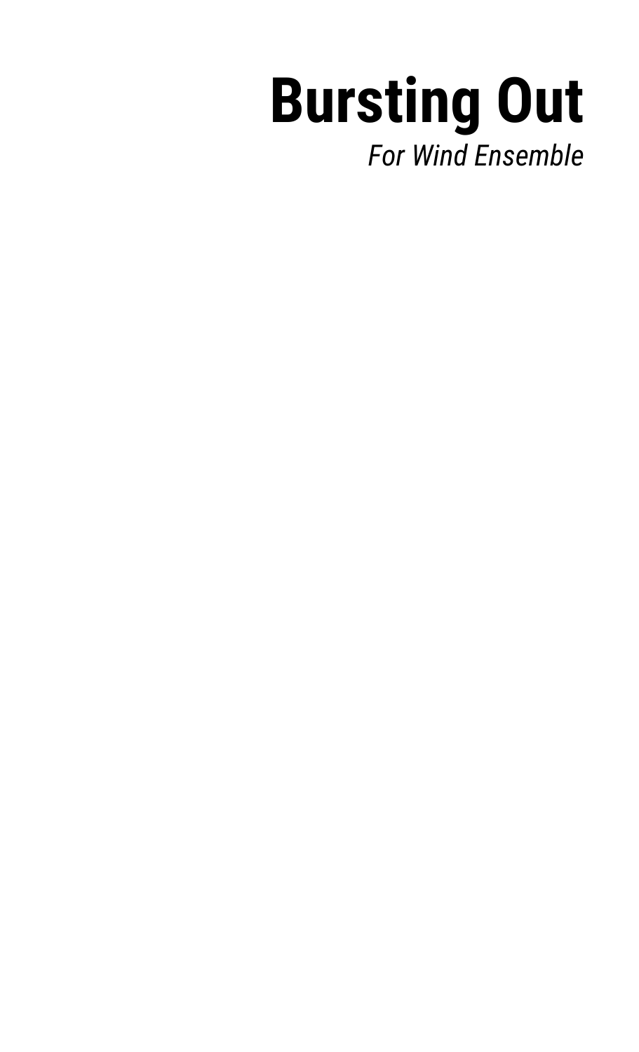# Bursting Out

*For Wind Ensemble*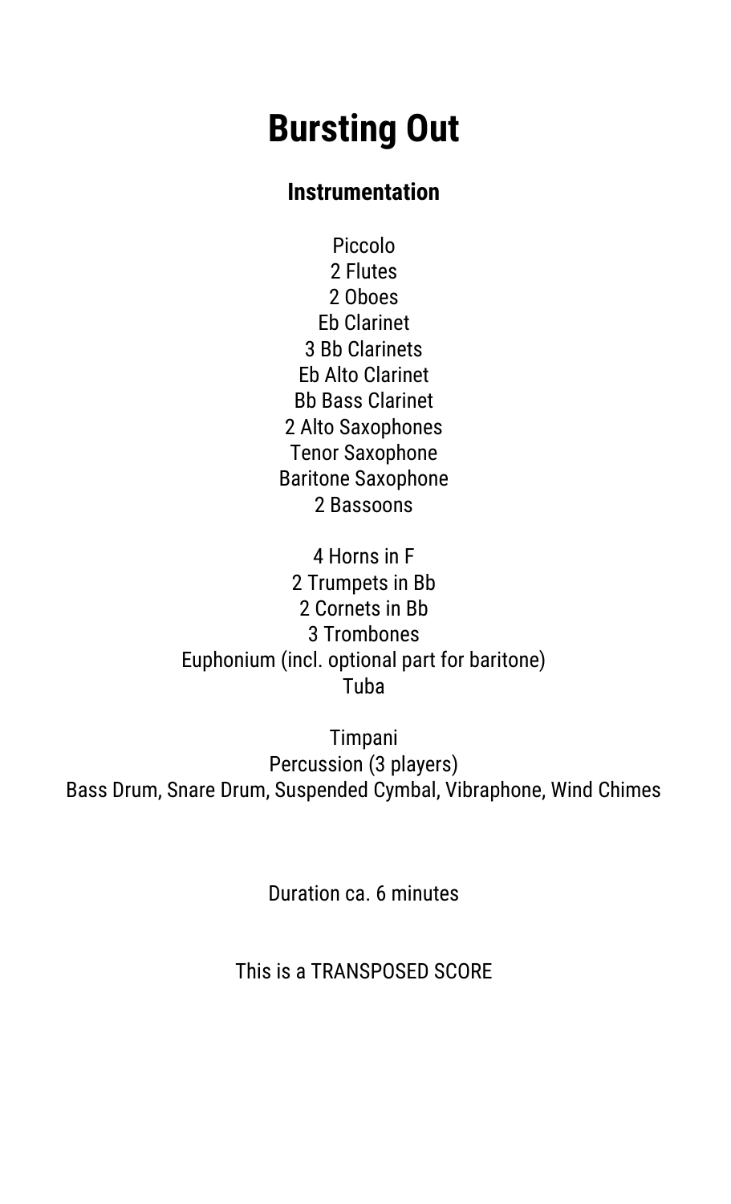# Bursting Out

## Instrumentation

Piccolo
2 Flutes
2 Oboes
Eb Clarinet
3 Bb Clarinets
Eb Alto Clarinet
Bb Bass Clarinet
2 Alto Saxophones
Tenor Saxophone
Baritone Saxophone
2 Bassoons

4 Horns in F
2 Trumpets in Bb
2 Cornets in Bb
3 Trombones
Euphonium (incl. optional part for baritone)
Tuba

Timpani
Percussion (3 players)
Bass Drum, Snare Drum, Suspended Cymbal, Vibraphone, Wind Chimes

Duration ca. 6 minutes

This is a TRANSPOSED SCORE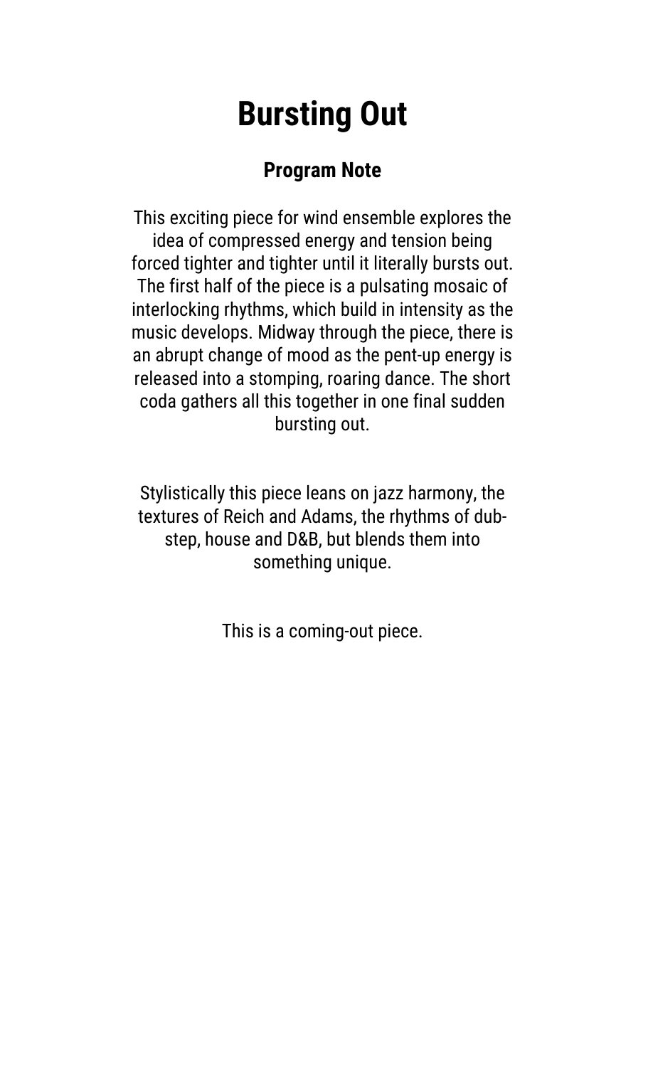# Bursting Out

## Program Note

This exciting piece for wind ensemble explores the idea of compressed energy and tension being forced tighter and tighter until it literally bursts out. The first half of the piece is a pulsating mosaic of interlocking rhythms, which build in intensity as the music develops. Midway through the piece, there is an abrupt change of mood as the pent-up energy is released into a stomping, roaring dance. The short coda gathers all this together in one final sudden bursting out.

Stylistically this piece leans on jazz harmony, the textures of Reich and Adams, the rhythms of dub-step, house and D&B, but blends them into something unique.

This is a coming-out piece.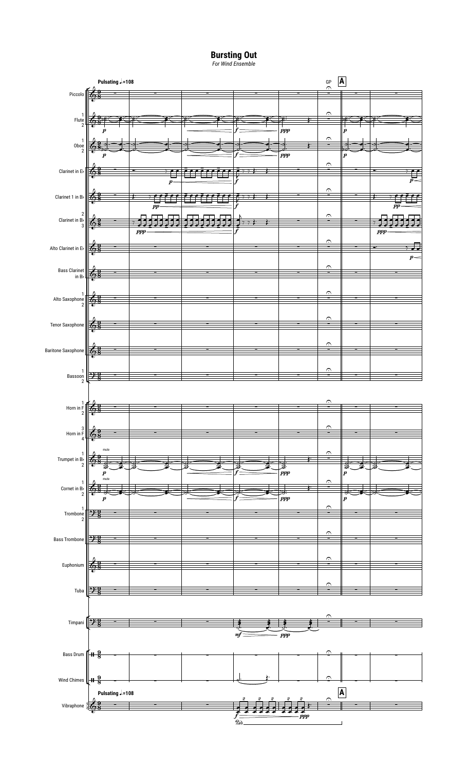# Bursting Out

*For Wind Ensemble*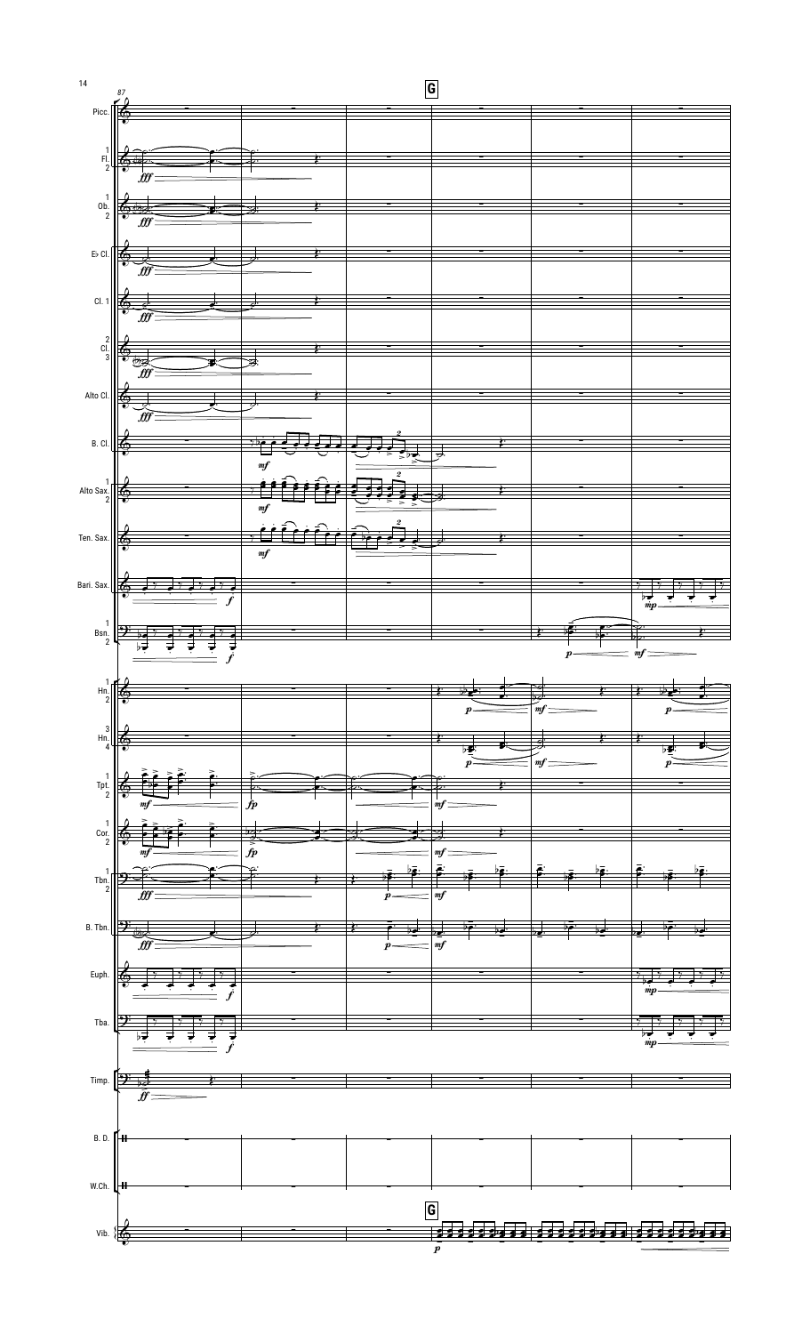87

**G**

Picc.

1
Fl.
2

1
Ob.
2

E♭ Cl.

Cl. 1

2
Cl.
3

Alto Cl.

B. Cl.

1
Alto Sax.
2

Ten. Sax.

Bari. Sax.

1
Bsn.
2

1
Hn.
2

3
Hn.
4

1
Tpt.
2

1
Cor.
2

1
Tbn.
2

B. Tbn.

Euph.

Tba.

Timp.

B. D.

W.Ch.

**G**

Vib.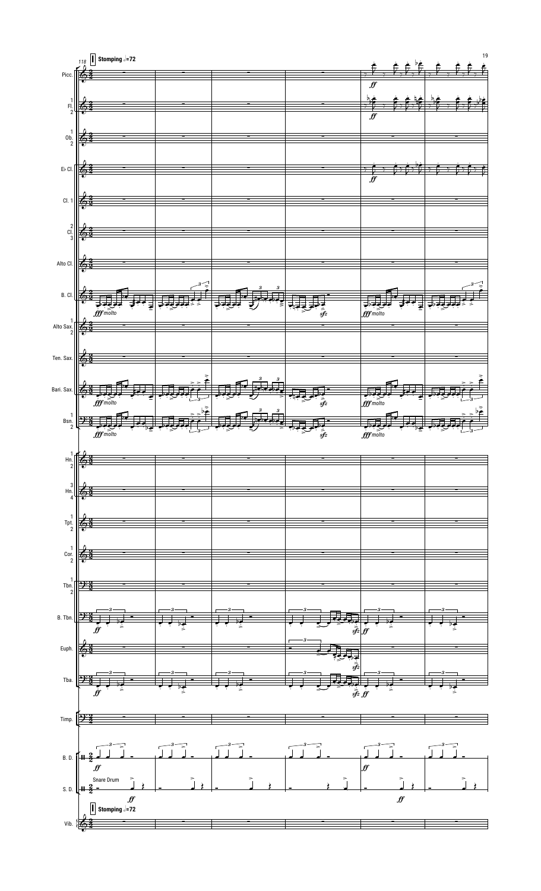**I** Stomping ♩=72